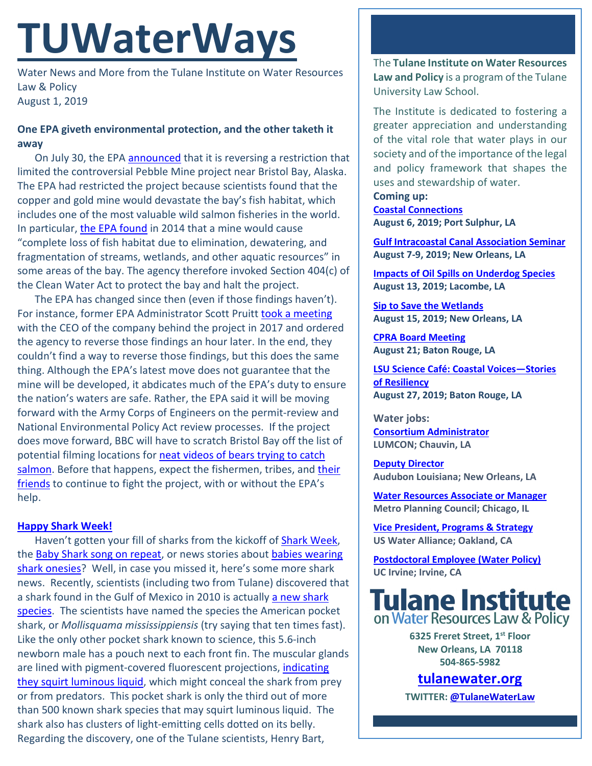# TUWaterWays

Water News and More from the Tulane Institute on Water Resources Law & Policy
August 1, 2019

**One EPA giveth environmental protection, and the other taketh it away**

On July 30, the EPA announced that it is reversing a restriction that limited the controversial Pebble Mine project near Bristol Bay, Alaska. The EPA had restricted the project because scientists found that the copper and gold mine would devastate the bay's fish habitat, which includes one of the most valuable wild salmon fisheries in the world. In particular, the EPA found in 2014 that a mine would cause "complete loss of fish habitat due to elimination, dewatering, and fragmentation of streams, wetlands, and other aquatic resources" in some areas of the bay. The agency therefore invoked Section 404(c) of the Clean Water Act to protect the bay and halt the project.

The EPA has changed since then (even if those findings haven't). For instance, former EPA Administrator Scott Pruitt took a meeting with the CEO of the company behind the project in 2017 and ordered the agency to reverse those findings an hour later. In the end, they couldn't find a way to reverse those findings, but this does the same thing. Although the EPA's latest move does not guarantee that the mine will be developed, it abdicates much of the EPA's duty to ensure the nation's waters are safe. Rather, the EPA said it will be moving forward with the Army Corps of Engineers on the permit-review and National Environmental Policy Act review processes. If the project does move forward, BBC will have to scratch Bristol Bay off the list of potential filming locations for neat videos of bears trying to catch salmon. Before that happens, expect the fishermen, tribes, and their friends to continue to fight the project, with or without the EPA's help.

**Happy Shark Week!**

Haven't gotten your fill of sharks from the kickoff of Shark Week, the Baby Shark song on repeat, or news stories about babies wearing shark onesies? Well, in case you missed it, here's some more shark news. Recently, scientists (including two from Tulane) discovered that a shark found in the Gulf of Mexico in 2010 is actually a new shark species. The scientists have named the species the American pocket shark, or *Mollisquama mississippiensis* (try saying that ten times fast). Like the only other pocket shark known to science, this 5.6-inch newborn male has a pouch next to each front fin. The muscular glands are lined with pigment-covered fluorescent projections, indicating they squirt luminous liquid, which might conceal the shark from prey or from predators. This pocket shark is only the third out of more than 500 known shark species that may squirt luminous liquid. The shark also has clusters of light-emitting cells dotted on its belly. Regarding the discovery, one of the Tulane scientists, Henry Bart,

---

The **Tulane Institute on Water Resources Law and Policy** is a program of the Tulane University Law School.

The Institute is dedicated to fostering a greater appreciation and understanding of the vital role that water plays in our society and of the importance of the legal and policy framework that shapes the uses and stewardship of water.

**Coming up:**

**Coastal Connections**
**August 6, 2019; Port Sulphur, LA**

**Gulf Intracoastal Canal Association Seminar**
**August 7-9, 2019; New Orleans, LA**

**Impacts of Oil Spills on Underdog Species**
**August 13, 2019; Lacombe, LA**

**Sip to Save the Wetlands**
**August 15, 2019; New Orleans, LA**

**CPRA Board Meeting**
**August 21; Baton Rouge, LA**

**LSU Science Café: Coastal Voices—Stories of Resiliency**
**August 27, 2019; Baton Rouge, LA**

**Water jobs:**

**Consortium Administrator**
**LUMCON; Chauvin, LA**

**Deputy Director**
**Audubon Louisiana; New Orleans, LA**

**Water Resources Associate or Manager**
**Metro Planning Council; Chicago, IL**

**Vice President, Programs & Strategy**
**US Water Alliance; Oakland, CA**

**Postdoctoral Employee (Water Policy)**
**UC Irvine; Irvine, CA**

**Tulane Institute on Water Resources Law & Policy**

**6325 Freret Street, 1st Floor**
**New Orleans, LA 70118**
**504-865-5982**

**tulanewater.org**

**TWITTER: @TulaneWaterLaw**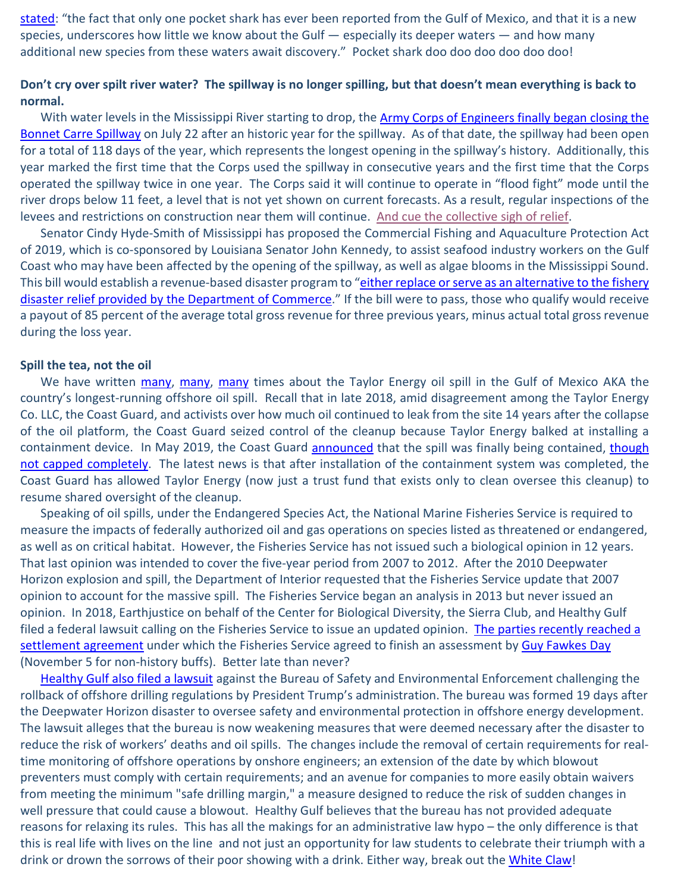stated: "the fact that only one pocket shark has ever been reported from the Gulf of Mexico, and that it is a new species, underscores how little we know about the Gulf — especially its deeper waters — and how many additional new species from these waters await discovery." Pocket shark doo doo doo doo doo doo!

**Don't cry over spilt river water? The spillway is no longer spilling, but that doesn't mean everything is back to normal.**

With water levels in the Mississippi River starting to drop, the Army Corps of Engineers finally began closing the Bonnet Carre Spillway on July 22 after an historic year for the spillway. As of that date, the spillway had been open for a total of 118 days of the year, which represents the longest opening in the spillway's history. Additionally, this year marked the first time that the Corps used the spillway in consecutive years and the first time that the Corps operated the spillway twice in one year. The Corps said it will continue to operate in "flood fight" mode until the river drops below 11 feet, a level that is not yet shown on current forecasts. As a result, regular inspections of the levees and restrictions on construction near them will continue. And cue the collective sigh of relief.

Senator Cindy Hyde-Smith of Mississippi has proposed the Commercial Fishing and Aquaculture Protection Act of 2019, which is co-sponsored by Louisiana Senator John Kennedy, to assist seafood industry workers on the Gulf Coast who may have been affected by the opening of the spillway, as well as algae blooms in the Mississippi Sound. This bill would establish a revenue-based disaster program to "either replace or serve as an alternative to the fishery disaster relief provided by the Department of Commerce." If the bill were to pass, those who qualify would receive a payout of 85 percent of the average total gross revenue for three previous years, minus actual total gross revenue during the loss year.

**Spill the tea, not the oil**

We have written many, many, many times about the Taylor Energy oil spill in the Gulf of Mexico AKA the country's longest-running offshore oil spill. Recall that in late 2018, amid disagreement among the Taylor Energy Co. LLC, the Coast Guard, and activists over how much oil continued to leak from the site 14 years after the collapse of the oil platform, the Coast Guard seized control of the cleanup because Taylor Energy balked at installing a containment device. In May 2019, the Coast Guard announced that the spill was finally being contained, though not capped completely. The latest news is that after installation of the containment system was completed, the Coast Guard has allowed Taylor Energy (now just a trust fund that exists only to clean oversee this cleanup) to resume shared oversight of the cleanup.

Speaking of oil spills, under the Endangered Species Act, the National Marine Fisheries Service is required to measure the impacts of federally authorized oil and gas operations on species listed as threatened or endangered, as well as on critical habitat. However, the Fisheries Service has not issued such a biological opinion in 12 years. That last opinion was intended to cover the five-year period from 2007 to 2012. After the 2010 Deepwater Horizon explosion and spill, the Department of Interior requested that the Fisheries Service update that 2007 opinion to account for the massive spill. The Fisheries Service began an analysis in 2013 but never issued an opinion. In 2018, Earthjustice on behalf of the Center for Biological Diversity, the Sierra Club, and Healthy Gulf filed a federal lawsuit calling on the Fisheries Service to issue an updated opinion. The parties recently reached a settlement agreement under which the Fisheries Service agreed to finish an assessment by Guy Fawkes Day (November 5 for non-history buffs). Better late than never?

Healthy Gulf also filed a lawsuit against the Bureau of Safety and Environmental Enforcement challenging the rollback of offshore drilling regulations by President Trump's administration. The bureau was formed 19 days after the Deepwater Horizon disaster to oversee safety and environmental protection in offshore energy development. The lawsuit alleges that the bureau is now weakening measures that were deemed necessary after the disaster to reduce the risk of workers' deaths and oil spills. The changes include the removal of certain requirements for real-time monitoring of offshore operations by onshore engineers; an extension of the date by which blowout preventers must comply with certain requirements; and an avenue for companies to more easily obtain waivers from meeting the minimum "safe drilling margin," a measure designed to reduce the risk of sudden changes in well pressure that could cause a blowout. Healthy Gulf believes that the bureau has not provided adequate reasons for relaxing its rules. This has all the makings for an administrative law hypo – the only difference is that this is real life with lives on the line and not just an opportunity for law students to celebrate their triumph with a drink or drown the sorrows of their poor showing with a drink. Either way, break out the White Claw!